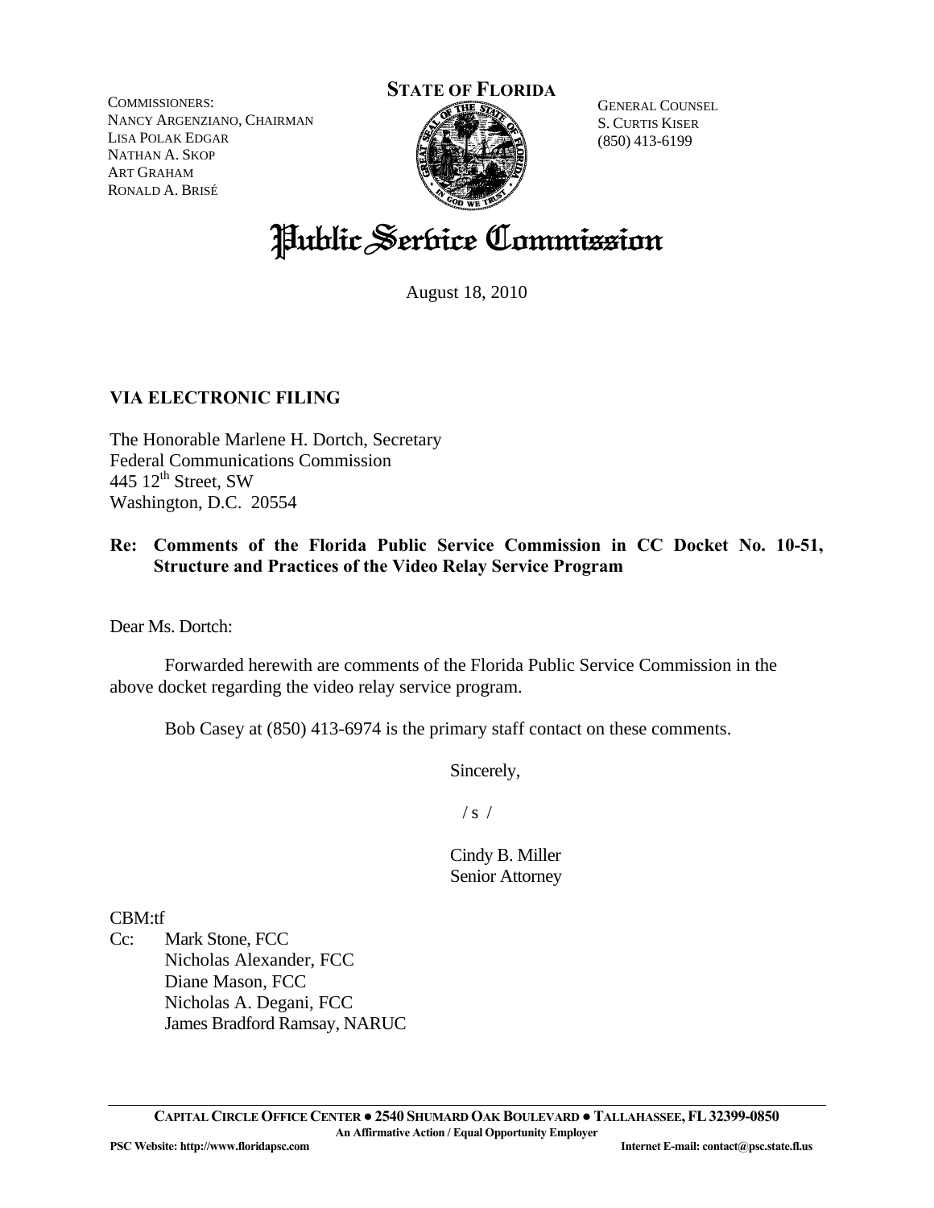COMMISSIONERS:
NANCY ARGENZIANO, CHAIRMAN
LISA POLAK EDGAR
NATHAN A. SKOP
ART GRAHAM
RONALD A. BRISÉ

**STATE OF FLORIDA**

GENERAL COUNSEL
S. CURTIS KISER
(850) 413-6199

# Public Service Commission

August 18, 2010

**VIA ELECTRONIC FILING**

The Honorable Marlene H. Dortch, Secretary
Federal Communications Commission
445 12th Street, SW
Washington, D.C. 20554

**Re: Comments of the Florida Public Service Commission in CC Docket No. 10-51, Structure and Practices of the Video Relay Service Program**

Dear Ms. Dortch:

Forwarded herewith are comments of the Florida Public Service Commission in the above docket regarding the video relay service program.

Bob Casey at (850) 413-6974 is the primary staff contact on these comments.

Sincerely,

/ s /

Cindy B. Miller
Senior Attorney

CBM:tf

Cc: Mark Stone, FCC
Nicholas Alexander, FCC
Diane Mason, FCC
Nicholas A. Degani, FCC
James Bradford Ramsay, NARUC

CAPITAL CIRCLE OFFICE CENTER ● 2540 SHUMARD OAK BOULEVARD ● TALLAHASSEE, FL 32399-0850
An Affirmative Action / Equal Opportunity Employer
PSC Website: http://www.floridapsc.com Internet E-mail: contact@psc.state.fl.us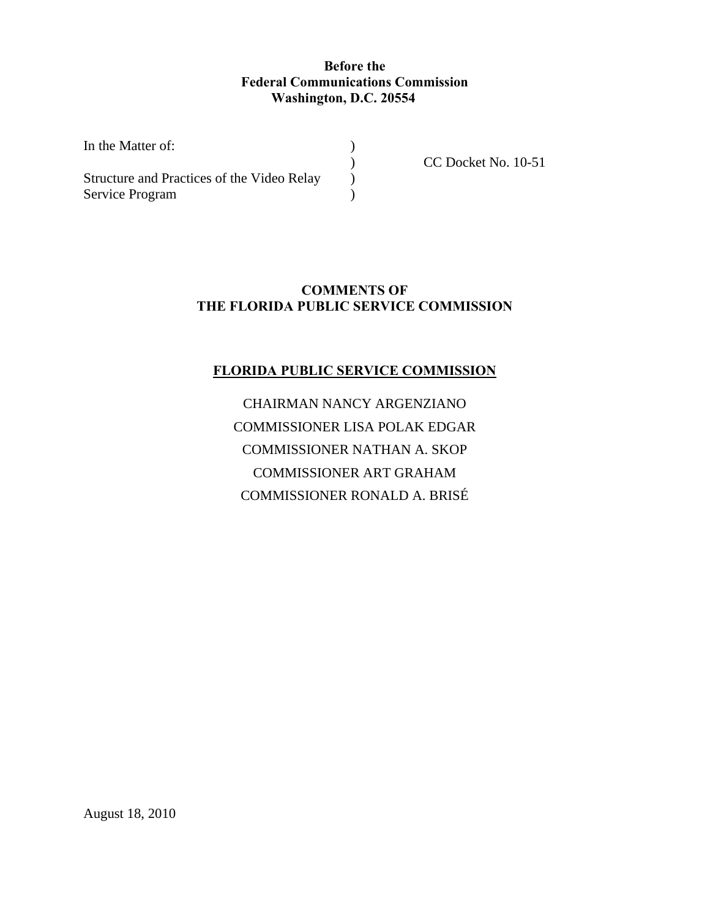**Before the**
**Federal Communications Commission**
**Washington, D.C. 20554**

| | | |
|---|---|---|
| In the Matter of: | ) | |
| | ) | CC Docket No. 10-51 |
| Structure and Practices of the Video Relay | ) | |
| Service Program | ) | |

**COMMENTS OF**
**THE FLORIDA PUBLIC SERVICE COMMISSION**

**FLORIDA PUBLIC SERVICE COMMISSION**

CHAIRMAN NANCY ARGENZIANO

COMMISSIONER LISA POLAK EDGAR

COMMISSIONER NATHAN A. SKOP

COMMISSIONER ART GRAHAM

COMMISSIONER RONALD A. BRISÉ

August 18, 2010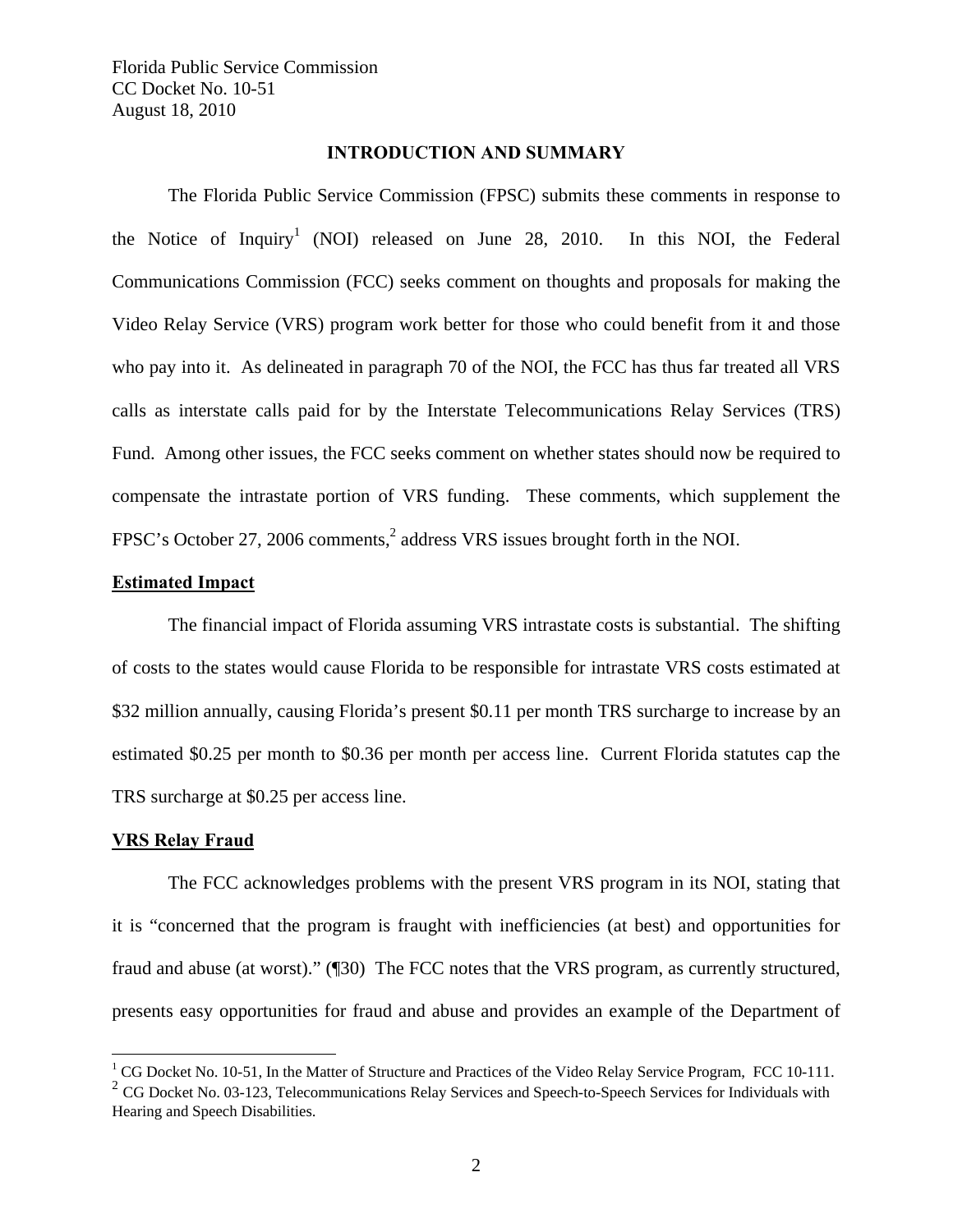## INTRODUCTION AND SUMMARY

The Florida Public Service Commission (FPSC) submits these comments in response to the Notice of Inquiry[1] (NOI) released on June 28, 2010. In this NOI, the Federal Communications Commission (FCC) seeks comment on thoughts and proposals for making the Video Relay Service (VRS) program work better for those who could benefit from it and those who pay into it. As delineated in paragraph 70 of the NOI, the FCC has thus far treated all VRS calls as interstate calls paid for by the Interstate Telecommunications Relay Services (TRS) Fund. Among other issues, the FCC seeks comment on whether states should now be required to compensate the intrastate portion of VRS funding. These comments, which supplement the FPSC's October 27, 2006 comments,[2] address VRS issues brought forth in the NOI.

### Estimated Impact

The financial impact of Florida assuming VRS intrastate costs is substantial. The shifting of costs to the states would cause Florida to be responsible for intrastate VRS costs estimated at $32 million annually, causing Florida's present $0.11 per month TRS surcharge to increase by an estimated $0.25 per month to $0.36 per month per access line. Current Florida statutes cap the TRS surcharge at $0.25 per access line.

### VRS Relay Fraud

The FCC acknowledges problems with the present VRS program in its NOI, stating that it is "concerned that the program is fraught with inefficiencies (at best) and opportunities for fraud and abuse (at worst)." (¶30) The FCC notes that the VRS program, as currently structured, presents easy opportunities for fraud and abuse and provides an example of the Department of

[1] CG Docket No. 10-51, In the Matter of Structure and Practices of the Video Relay Service Program, FCC 10-111.

[2] CG Docket No. 03-123, Telecommunications Relay Services and Speech-to-Speech Services for Individuals with Hearing and Speech Disabilities.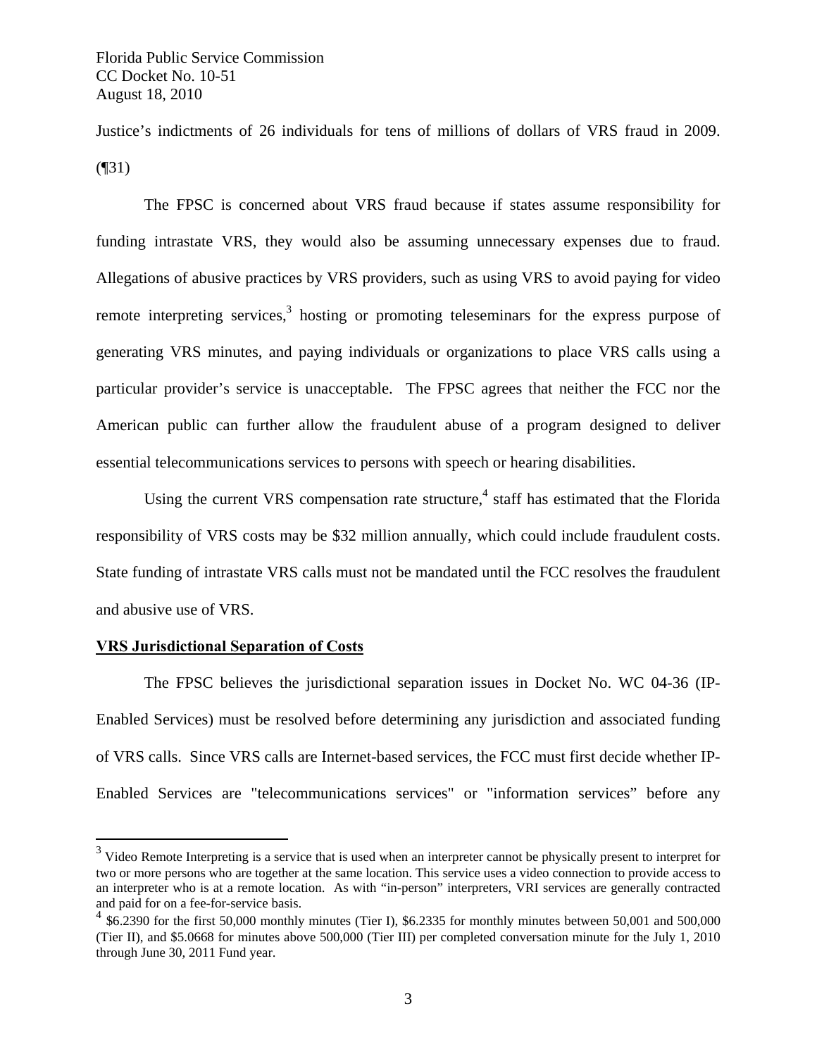Justice's indictments of 26 individuals for tens of millions of dollars of VRS fraud in 2009. (¶31)

The FPSC is concerned about VRS fraud because if states assume responsibility for funding intrastate VRS, they would also be assuming unnecessary expenses due to fraud. Allegations of abusive practices by VRS providers, such as using VRS to avoid paying for video remote interpreting services,[3] hosting or promoting teleseminars for the express purpose of generating VRS minutes, and paying individuals or organizations to place VRS calls using a particular provider's service is unacceptable. The FPSC agrees that neither the FCC nor the American public can further allow the fraudulent abuse of a program designed to deliver essential telecommunications services to persons with speech or hearing disabilities.

Using the current VRS compensation rate structure,[4] staff has estimated that the Florida responsibility of VRS costs may be $32 million annually, which could include fraudulent costs. State funding of intrastate VRS calls must not be mandated until the FCC resolves the fraudulent and abusive use of VRS.

**VRS Jurisdictional Separation of Costs**

The FPSC believes the jurisdictional separation issues in Docket No. WC 04-36 (IP-Enabled Services) must be resolved before determining any jurisdiction and associated funding of VRS calls. Since VRS calls are Internet-based services, the FCC must first decide whether IP-Enabled Services are "telecommunications services" or "information services" before any

---

[3] Video Remote Interpreting is a service that is used when an interpreter cannot be physically present to interpret for two or more persons who are together at the same location. This service uses a video connection to provide access to an interpreter who is at a remote location. As with "in-person" interpreters, VRI services are generally contracted and paid for on a fee-for-service basis.

[4] $6.2390 for the first 50,000 monthly minutes (Tier I), $6.2335 for monthly minutes between 50,001 and 500,000 (Tier II), and $5.0668 for minutes above 500,000 (Tier III) per completed conversation minute for the July 1, 2010 through June 30, 2011 Fund year.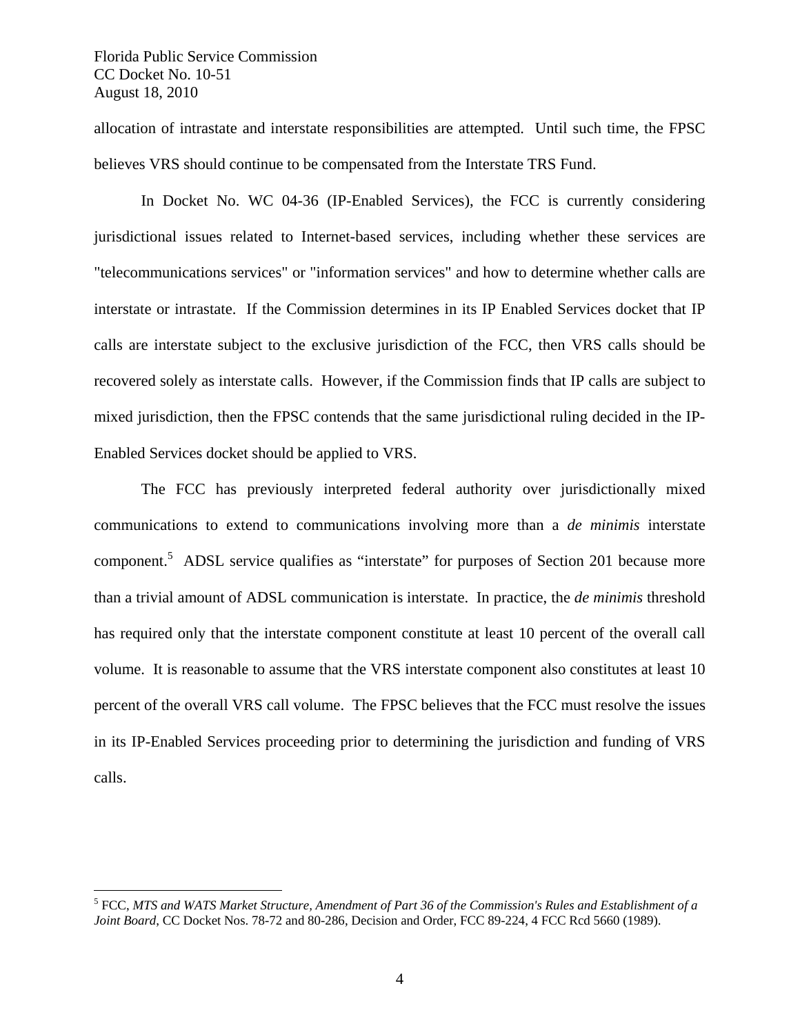allocation of intrastate and interstate responsibilities are attempted. Until such time, the FPSC believes VRS should continue to be compensated from the Interstate TRS Fund.

In Docket No. WC 04-36 (IP-Enabled Services), the FCC is currently considering jurisdictional issues related to Internet-based services, including whether these services are "telecommunications services" or "information services" and how to determine whether calls are interstate or intrastate. If the Commission determines in its IP Enabled Services docket that IP calls are interstate subject to the exclusive jurisdiction of the FCC, then VRS calls should be recovered solely as interstate calls. However, if the Commission finds that IP calls are subject to mixed jurisdiction, then the FPSC contends that the same jurisdictional ruling decided in the IP-Enabled Services docket should be applied to VRS.

The FCC has previously interpreted federal authority over jurisdictionally mixed communications to extend to communications involving more than a *de minimis* interstate component.[5] ADSL service qualifies as "interstate" for purposes of Section 201 because more than a trivial amount of ADSL communication is interstate. In practice, the *de minimis* threshold has required only that the interstate component constitute at least 10 percent of the overall call volume. It is reasonable to assume that the VRS interstate component also constitutes at least 10 percent of the overall VRS call volume. The FPSC believes that the FCC must resolve the issues in its IP-Enabled Services proceeding prior to determining the jurisdiction and funding of VRS calls.

---

[5] FCC, *MTS and WATS Market Structure, Amendment of Part 36 of the Commission's Rules and Establishment of a Joint Board*, CC Docket Nos. 78-72 and 80-286, Decision and Order, FCC 89-224, 4 FCC Rcd 5660 (1989).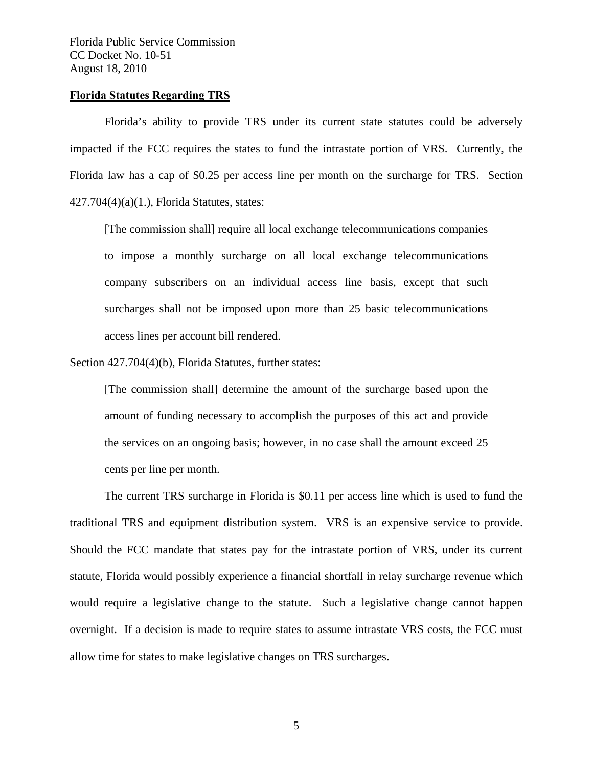**Florida Statutes Regarding TRS**

Florida's ability to provide TRS under its current state statutes could be adversely impacted if the FCC requires the states to fund the intrastate portion of VRS. Currently, the Florida law has a cap of $0.25 per access line per month on the surcharge for TRS. Section 427.704(4)(a)(1.), Florida Statutes, states:

> [The commission shall] require all local exchange telecommunications companies to impose a monthly surcharge on all local exchange telecommunications company subscribers on an individual access line basis, except that such surcharges shall not be imposed upon more than 25 basic telecommunications access lines per account bill rendered.

Section 427.704(4)(b), Florida Statutes, further states:

> [The commission shall] determine the amount of the surcharge based upon the amount of funding necessary to accomplish the purposes of this act and provide the services on an ongoing basis; however, in no case shall the amount exceed 25 cents per line per month.

The current TRS surcharge in Florida is $0.11 per access line which is used to fund the traditional TRS and equipment distribution system. VRS is an expensive service to provide. Should the FCC mandate that states pay for the intrastate portion of VRS, under its current statute, Florida would possibly experience a financial shortfall in relay surcharge revenue which would require a legislative change to the statute. Such a legislative change cannot happen overnight. If a decision is made to require states to assume intrastate VRS costs, the FCC must allow time for states to make legislative changes on TRS surcharges.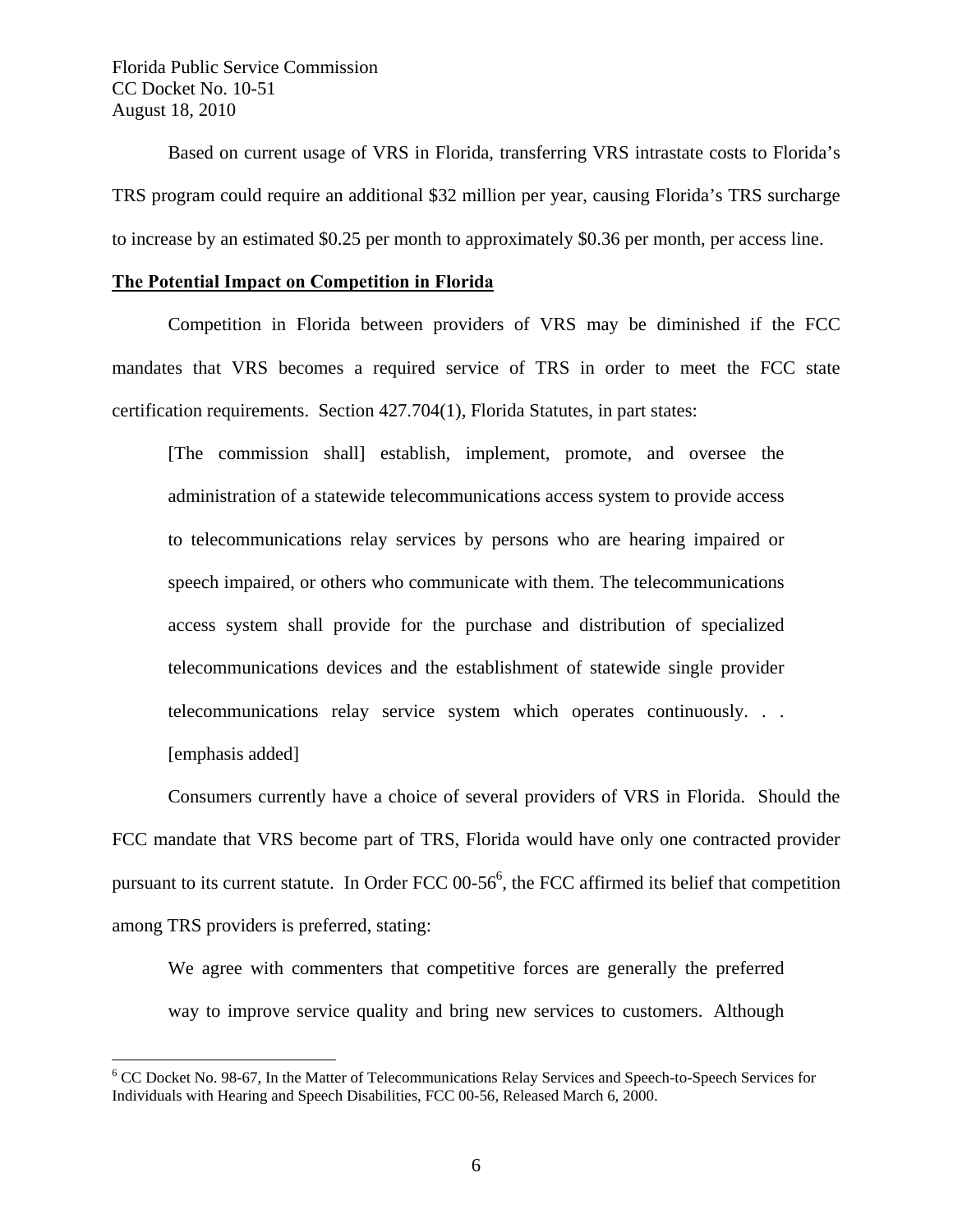Based on current usage of VRS in Florida, transferring VRS intrastate costs to Florida's TRS program could require an additional $32 million per year, causing Florida's TRS surcharge to increase by an estimated $0.25 per month to approximately $0.36 per month, per access line.

**The Potential Impact on Competition in Florida**

Competition in Florida between providers of VRS may be diminished if the FCC mandates that VRS becomes a required service of TRS in order to meet the FCC state certification requirements. Section 427.704(1), Florida Statutes, in part states:

> [The commission shall] establish, implement, promote, and oversee the administration of a statewide telecommunications access system to provide access to telecommunications relay services by persons who are hearing impaired or speech impaired, or others who communicate with them. The telecommunications access system shall provide for the purchase and distribution of specialized telecommunications devices and the establishment of statewide single provider telecommunications relay service system which operates continuously. . . [emphasis added]

Consumers currently have a choice of several providers of VRS in Florida. Should the FCC mandate that VRS become part of TRS, Florida would have only one contracted provider pursuant to its current statute. In Order FCC 00-56[6], the FCC affirmed its belief that competition among TRS providers is preferred, stating:

> We agree with commenters that competitive forces are generally the preferred way to improve service quality and bring new services to customers. Although

[6] CC Docket No. 98-67, In the Matter of Telecommunications Relay Services and Speech-to-Speech Services for Individuals with Hearing and Speech Disabilities, FCC 00-56, Released March 6, 2000.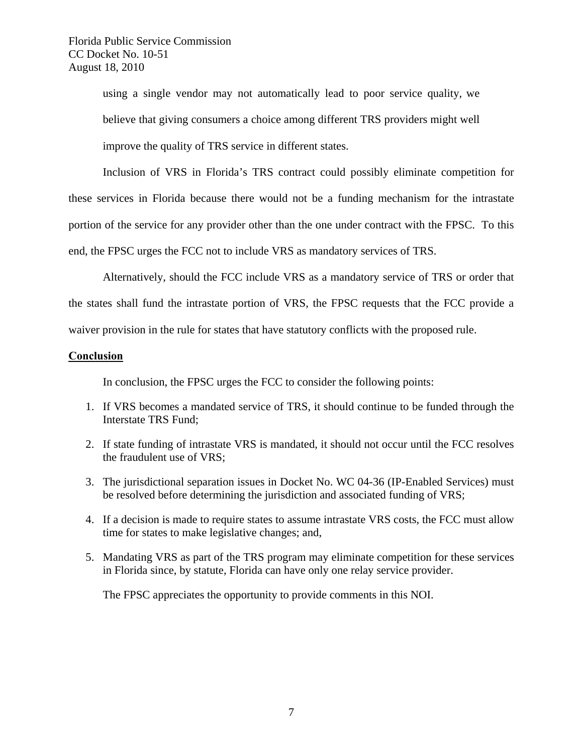using a single vendor may not automatically lead to poor service quality, we believe that giving consumers a choice among different TRS providers might well improve the quality of TRS service in different states.

Inclusion of VRS in Florida's TRS contract could possibly eliminate competition for these services in Florida because there would not be a funding mechanism for the intrastate portion of the service for any provider other than the one under contract with the FPSC. To this end, the FPSC urges the FCC not to include VRS as mandatory services of TRS.

Alternatively, should the FCC include VRS as a mandatory service of TRS or order that the states shall fund the intrastate portion of VRS, the FPSC requests that the FCC provide a waiver provision in the rule for states that have statutory conflicts with the proposed rule.

## Conclusion

In conclusion, the FPSC urges the FCC to consider the following points:

1. If VRS becomes a mandated service of TRS, it should continue to be funded through the Interstate TRS Fund;
2. If state funding of intrastate VRS is mandated, it should not occur until the FCC resolves the fraudulent use of VRS;
3. The jurisdictional separation issues in Docket No. WC 04-36 (IP-Enabled Services) must be resolved before determining the jurisdiction and associated funding of VRS;
4. If a decision is made to require states to assume intrastate VRS costs, the FCC must allow time for states to make legislative changes; and,
5. Mandating VRS as part of the TRS program may eliminate competition for these services in Florida since, by statute, Florida can have only one relay service provider.

The FPSC appreciates the opportunity to provide comments in this NOI.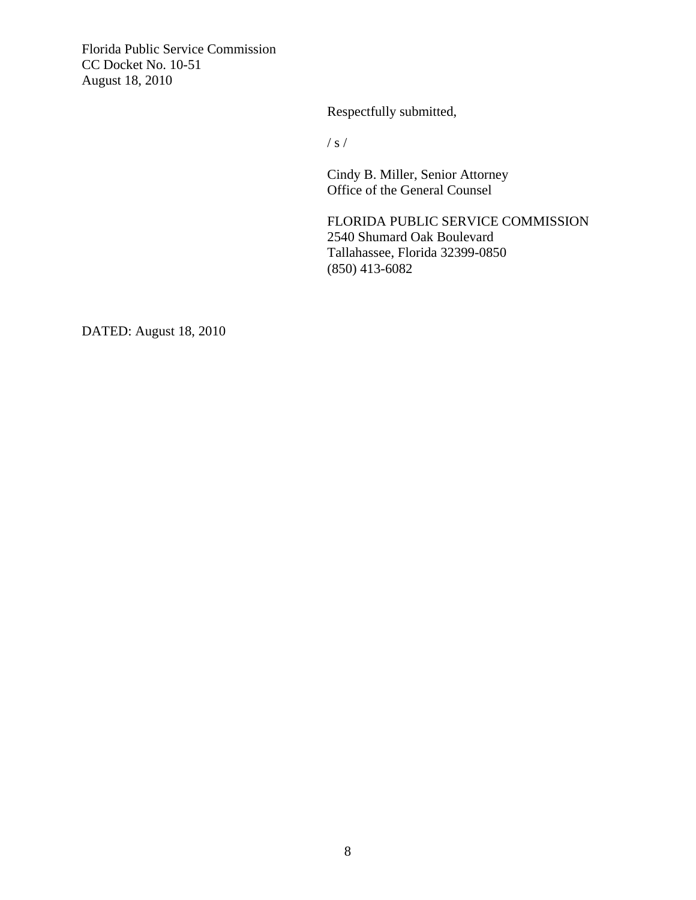Respectfully submitted,

/ s /

Cindy B. Miller, Senior Attorney
Office of the General Counsel

FLORIDA PUBLIC SERVICE COMMISSION
2540 Shumard Oak Boulevard
Tallahassee, Florida 32399-0850
(850) 413-6082

DATED: August 18, 2010